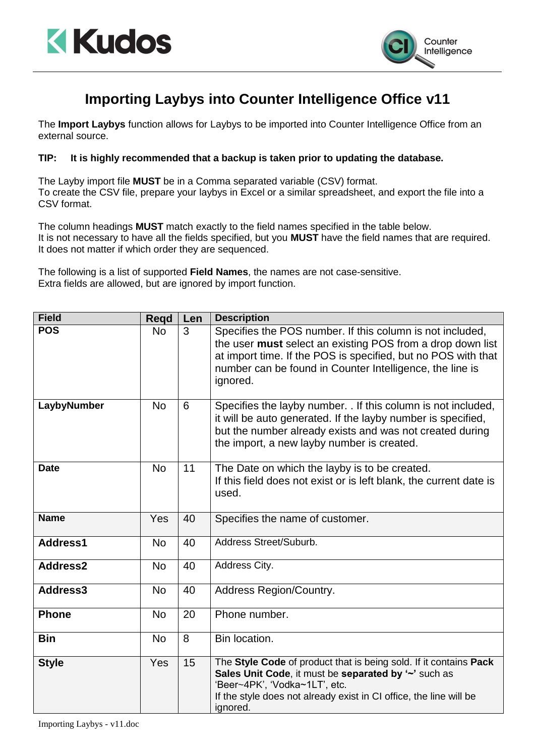# Importing Laybys into Counter Intelligence Office v11

The **Import Laybys** function allows for Laybys to be imported into Counter Intelligence Office from an external source.

**TIP: It is highly recommended that a backup is taken prior to updating the database.**

The Layby import file **MUST** be in a Comma separated variable (CSV) format.
To create the CSV file, prepare your laybys in Excel or a similar spreadsheet, and export the file into a CSV format.

The column headings **MUST** match exactly to the field names specified in the table below.
It is not necessary to have all the fields specified, but you **MUST** have the field names that are required.
It does not matter if which order they are sequenced.

The following is a list of supported **Field Names**, the names are not case-sensitive.
Extra fields are allowed, but are ignored by import function.

| Field | Reqd | Len | Description |
|---|---|---|---|
| **POS** | No | 3 | Specifies the POS number. If this column is not included, the user **must** select an existing POS from a drop down list at import time. If the POS is specified, but no POS with that number can be found in Counter Intelligence, the line is ignored. |
| **LaybyNumber** | No | 6 | Specifies the layby number. . If this column is not included, it will be auto generated. If the layby number is specified, but the number already exists and was not created during the import, a new layby number is created. |
| **Date** | No | 11 | The Date on which the layby is to be created. If this field does not exist or is left blank, the current date is used. |
| **Name** | Yes | 40 | Specifies the name of customer. |
| **Address1** | No | 40 | Address Street/Suburb. |
| **Address2** | No | 40 | Address City. |
| **Address3** | No | 40 | Address Region/Country. |
| **Phone** | No | 20 | Phone number. |
| **Bin** | No | 8 | Bin location. |
| **Style** | Yes | 15 | The **Style Code** of product that is being sold. If it contains **Pack Sales Unit Code**, it must be **separated by '~'** such as 'Beer~4PK', 'Vodka~1LT', etc. If the style does not already exist in CI office, the line will be ignored. |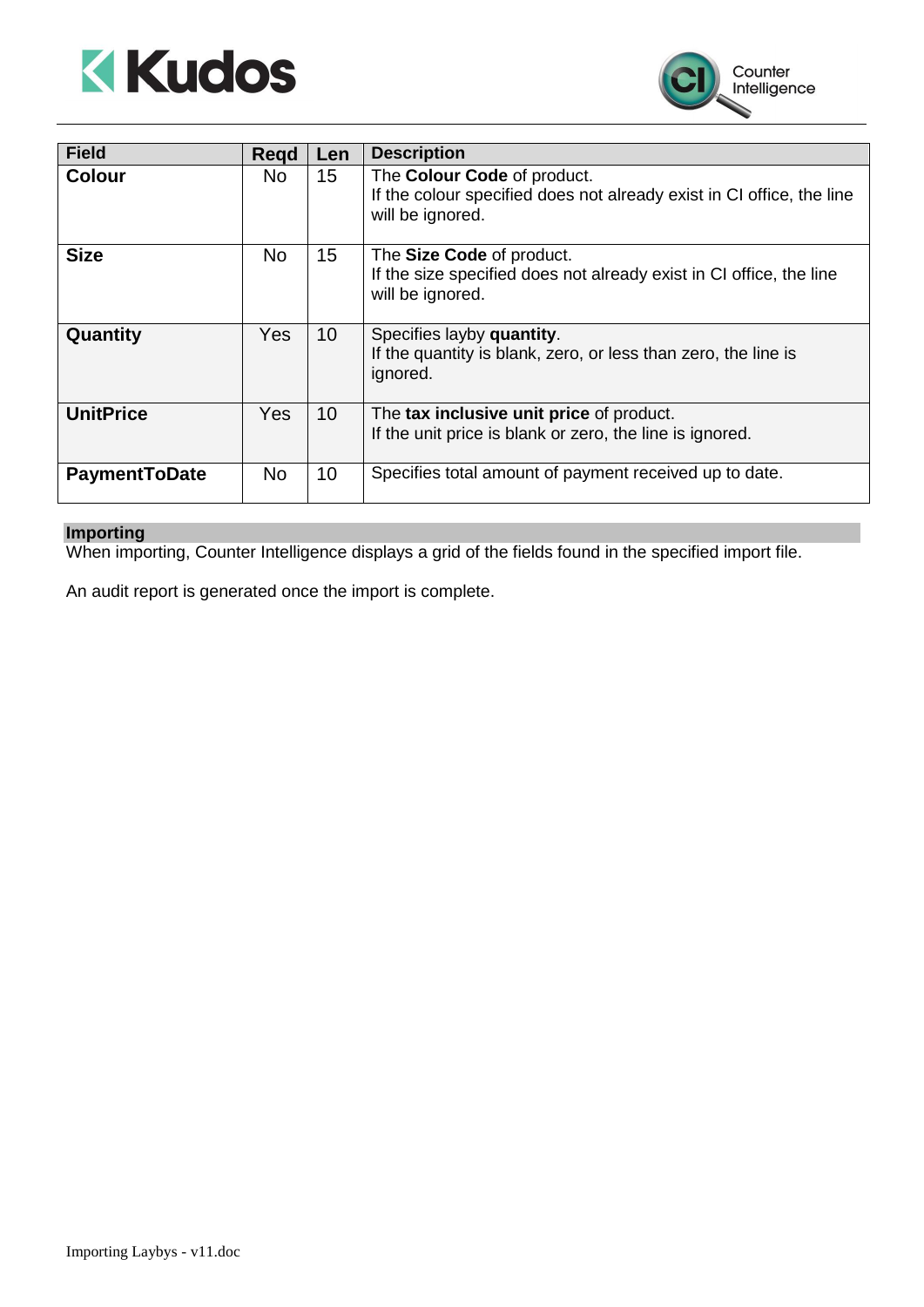| Field | Reqd | Len | Description |
|---|---|---|---|
| **Colour** | No | 15 | The **Colour Code** of product.<br>If the colour specified does not already exist in CI office, the line will be ignored. |
| **Size** | No | 15 | The **Size Code** of product.<br>If the size specified does not already exist in CI office, the line will be ignored. |
| **Quantity** | Yes | 10 | Specifies layby **quantity**.<br>If the quantity is blank, zero, or less than zero, the line is ignored. |
| **UnitPrice** | Yes | 10 | The **tax inclusive unit price** of product.<br>If the unit price is blank or zero, the line is ignored. |
| **PaymentToDate** | No | 10 | Specifies total amount of payment received up to date. |

## Importing

When importing, Counter Intelligence displays a grid of the fields found in the specified import file.

An audit report is generated once the import is complete.